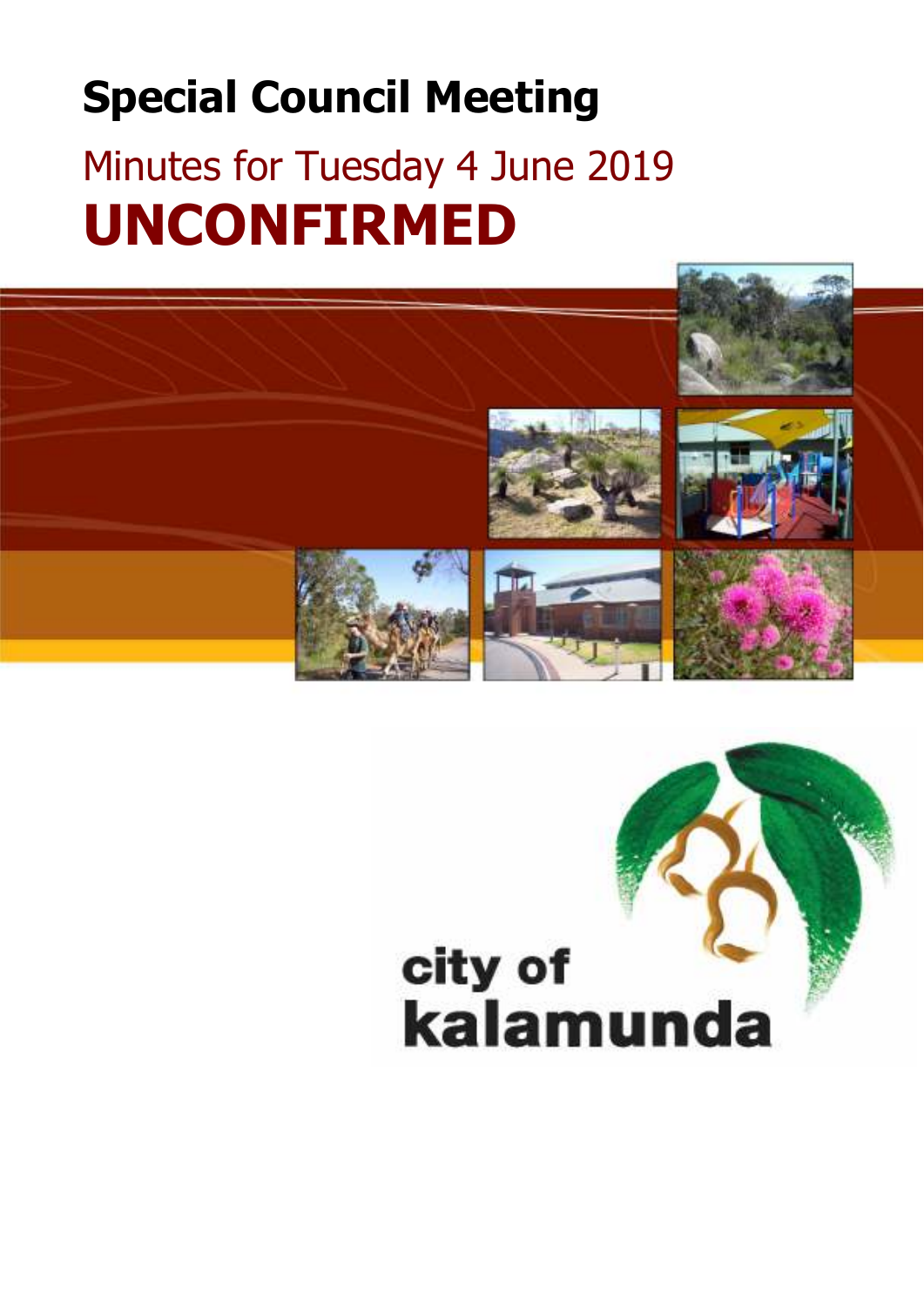# Special Council Meeting

## Minutes for Tuesday 4 June 2019

# UNCONFIRMED

city of kalamunda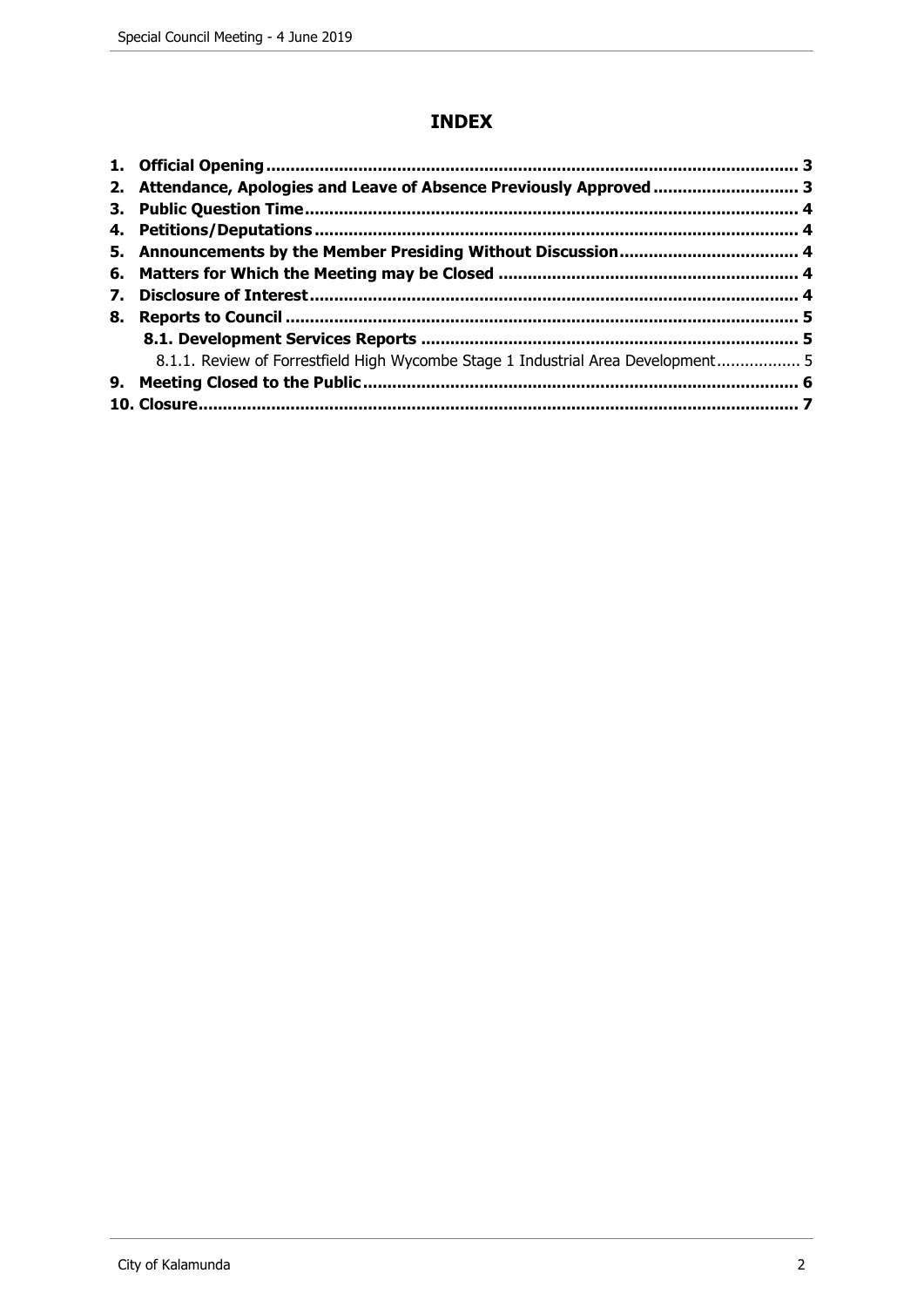# INDEX

| | |
|---|---|
| **1. Official Opening** | **3** |
| **2. Attendance, Apologies and Leave of Absence Previously Approved** | **3** |
| **3. Public Question Time** | **4** |
| **4. Petitions/Deputations** | **4** |
| **5. Announcements by the Member Presiding Without Discussion** | **4** |
| **6. Matters for Which the Meeting may be Closed** | **4** |
| **7. Disclosure of Interest** | **4** |
| **8. Reports to Council** | **5** |
| **8.1. Development Services Reports** | **5** |
| 8.1.1. Review of Forrestfield High Wycombe Stage 1 Industrial Area Development | 5 |
| **9. Meeting Closed to the Public** | **6** |
| **10. Closure** | **7** |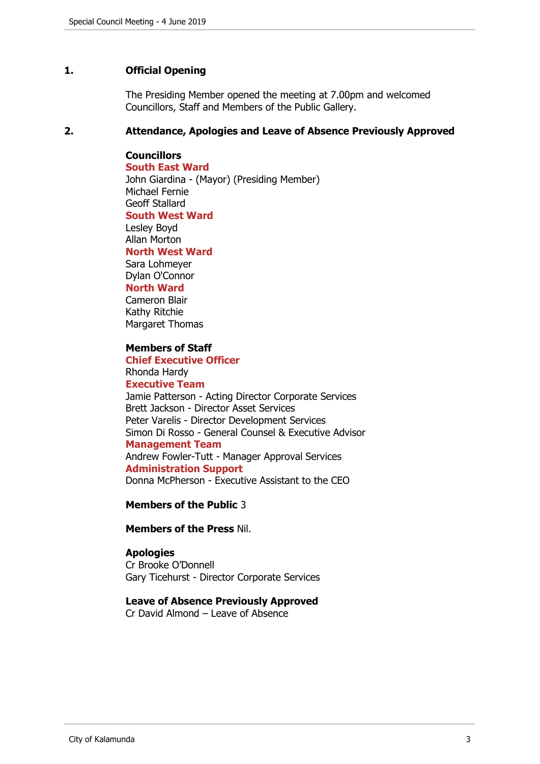## 1. Official Opening

The Presiding Member opened the meeting at 7.00pm and welcomed Councillors, Staff and Members of the Public Gallery.

## 2. Attendance, Apologies and Leave of Absence Previously Approved

**Councillors**

**South East Ward**
John Giardina - (Mayor) (Presiding Member)
Michael Fernie
Geoff Stallard

**South West Ward**
Lesley Boyd
Allan Morton

**North West Ward**
Sara Lohmeyer
Dylan O'Connor

**North Ward**
Cameron Blair
Kathy Ritchie
Margaret Thomas

**Members of Staff**

**Chief Executive Officer**
Rhonda Hardy

**Executive Team**
Jamie Patterson - Acting Director Corporate Services
Brett Jackson - Director Asset Services
Peter Varelis - Director Development Services
Simon Di Rosso - General Counsel & Executive Advisor

**Management Team**
Andrew Fowler-Tutt - Manager Approval Services

**Administration Support**
Donna McPherson - Executive Assistant to the CEO

**Members of the Public** 3

**Members of the Press** Nil.

**Apologies**
Cr Brooke O'Donnell
Gary Ticehurst - Director Corporate Services

**Leave of Absence Previously Approved**
Cr David Almond – Leave of Absence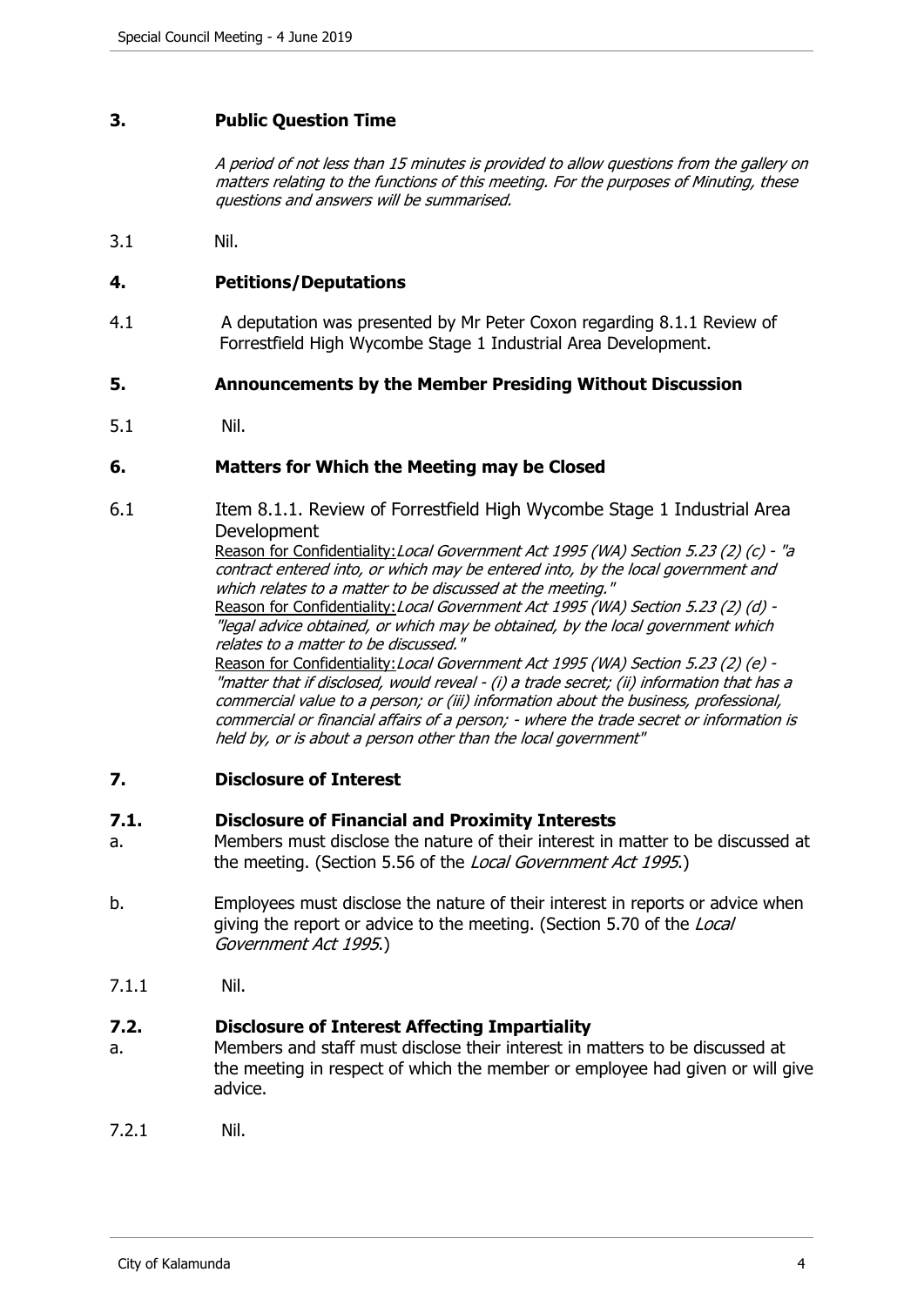## 3. Public Question Time

*A period of not less than 15 minutes is provided to allow questions from the gallery on matters relating to the functions of this meeting. For the purposes of Minuting, these questions and answers will be summarised.*

3.1 Nil.

## 4. Petitions/Deputations

4.1 A deputation was presented by Mr Peter Coxon regarding 8.1.1 Review of Forrestfield High Wycombe Stage 1 Industrial Area Development.

## 5. Announcements by the Member Presiding Without Discussion

5.1 Nil.

## 6. Matters for Which the Meeting may be Closed

6.1 Item 8.1.1. Review of Forrestfield High Wycombe Stage 1 Industrial Area Development

Reason for Confidentiality: *Local Government Act 1995 (WA) Section 5.23 (2) (c) - "a contract entered into, or which may be entered into, by the local government and which relates to a matter to be discussed at the meeting."*

Reason for Confidentiality: *Local Government Act 1995 (WA) Section 5.23 (2) (d) - "legal advice obtained, or which may be obtained, by the local government which relates to a matter to be discussed."*

Reason for Confidentiality: *Local Government Act 1995 (WA) Section 5.23 (2) (e) - "matter that if disclosed, would reveal - (i) a trade secret; (ii) information that has a commercial value to a person; or (iii) information about the business, professional, commercial or financial affairs of a person; - where the trade secret or information is held by, or is about a person other than the local government"*

## 7. Disclosure of Interest

### 7.1. Disclosure of Financial and Proximity Interests

a. Members must disclose the nature of their interest in matter to be discussed at the meeting. (Section 5.56 of the *Local Government Act 1995*.)

b. Employees must disclose the nature of their interest in reports or advice when giving the report or advice to the meeting. (Section 5.70 of the *Local Government Act 1995*.)

7.1.1 Nil.

### 7.2. Disclosure of Interest Affecting Impartiality

a. Members and staff must disclose their interest in matters to be discussed at the meeting in respect of which the member or employee had given or will give advice.

7.2.1 Nil.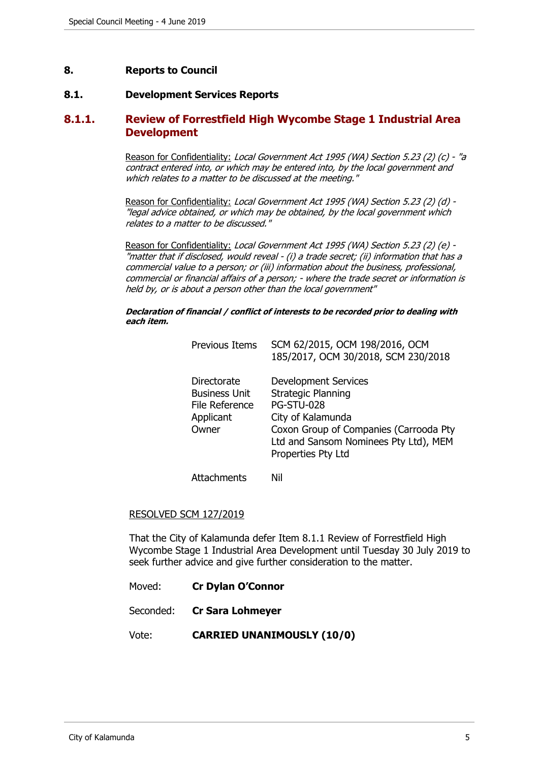# 8. Reports to Council

## 8.1. Development Services Reports

### 8.1.1. Review of Forrestfield High Wycombe Stage 1 Industrial Area Development

Reason for Confidentiality: *Local Government Act 1995 (WA) Section 5.23 (2) (c) - "a contract entered into, or which may be entered into, by the local government and which relates to a matter to be discussed at the meeting."*

Reason for Confidentiality: *Local Government Act 1995 (WA) Section 5.23 (2) (d) - "legal advice obtained, or which may be obtained, by the local government which relates to a matter to be discussed."*

Reason for Confidentiality: *Local Government Act 1995 (WA) Section 5.23 (2) (e) - "matter that if disclosed, would reveal - (i) a trade secret; (ii) information that has a commercial value to a person; or (iii) information about the business, professional, commercial or financial affairs of a person; - where the trade secret or information is held by, or is about a person other than the local government"*

***Declaration of financial / conflict of interests to be recorded prior to dealing with each item.***

| | |
|---|---|
| Previous Items | SCM 62/2015, OCM 198/2016, OCM 185/2017, OCM 30/2018, SCM 230/2018 |
| Directorate | Development Services |
| Business Unit | Strategic Planning |
| File Reference | PG-STU-028 |
| Applicant | City of Kalamunda |
| Owner | Coxon Group of Companies (Carrooda Pty Ltd and Sansom Nominees Pty Ltd), MEM Properties Pty Ltd |
| Attachments | Nil |

RESOLVED SCM 127/2019

That the City of Kalamunda defer Item 8.1.1 Review of Forrestfield High Wycombe Stage 1 Industrial Area Development until Tuesday 30 July 2019 to seek further advice and give further consideration to the matter.

Moved: **Cr Dylan O'Connor**

Seconded: **Cr Sara Lohmeyer**

Vote: **CARRIED UNANIMOUSLY (10/0)**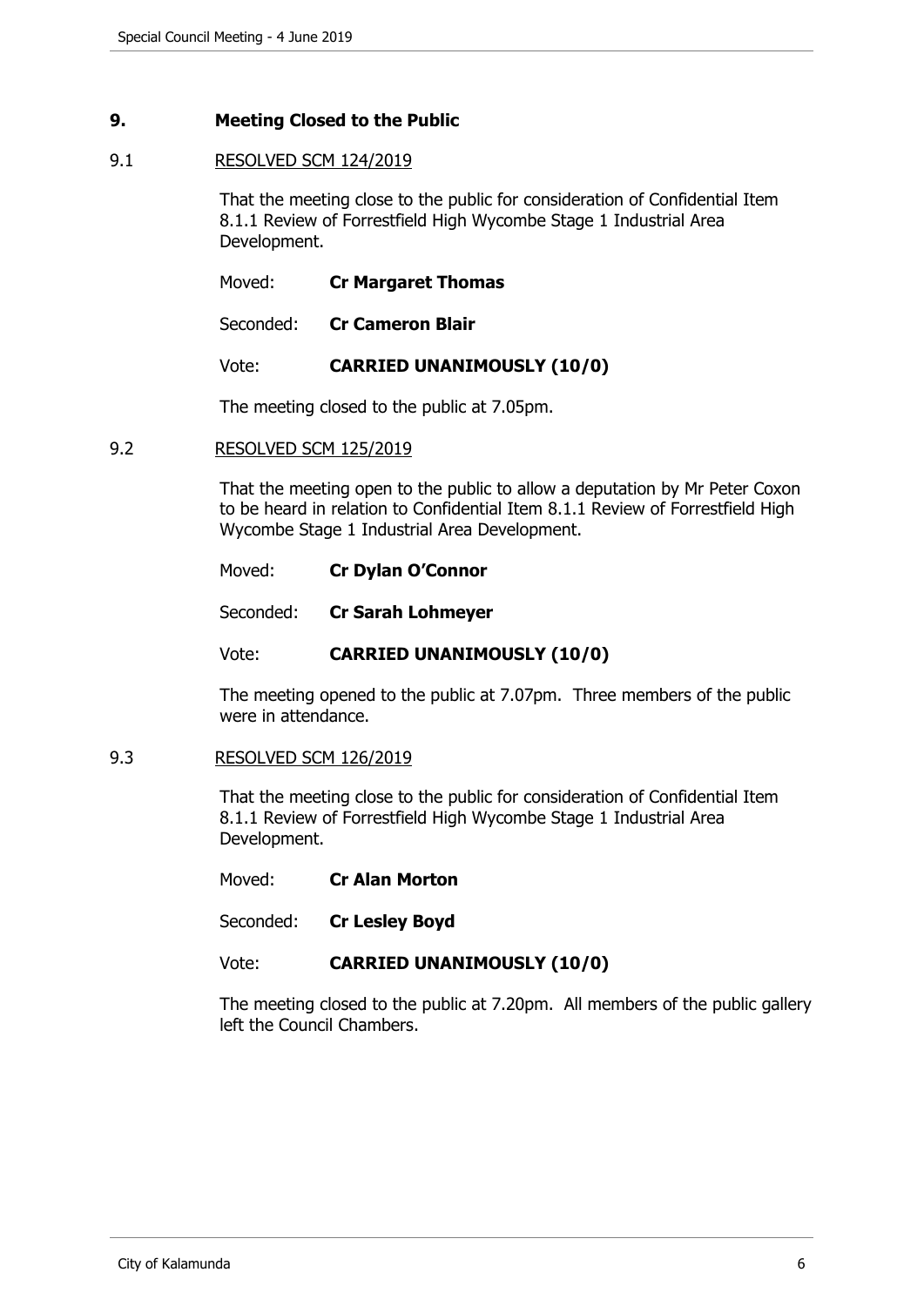## 9. Meeting Closed to the Public

9.1 RESOLVED SCM 124/2019

That the meeting close to the public for consideration of Confidential Item 8.1.1 Review of Forrestfield High Wycombe Stage 1 Industrial Area Development.

Moved: **Cr Margaret Thomas**

Seconded: **Cr Cameron Blair**

Vote: **CARRIED UNANIMOUSLY (10/0)**

The meeting closed to the public at 7.05pm.

9.2 RESOLVED SCM 125/2019

That the meeting open to the public to allow a deputation by Mr Peter Coxon to be heard in relation to Confidential Item 8.1.1 Review of Forrestfield High Wycombe Stage 1 Industrial Area Development.

Moved: **Cr Dylan O'Connor**

Seconded: **Cr Sarah Lohmeyer**

Vote: **CARRIED UNANIMOUSLY (10/0)**

The meeting opened to the public at 7.07pm. Three members of the public were in attendance.

9.3 RESOLVED SCM 126/2019

That the meeting close to the public for consideration of Confidential Item 8.1.1 Review of Forrestfield High Wycombe Stage 1 Industrial Area Development.

Moved: **Cr Alan Morton**

Seconded: **Cr Lesley Boyd**

Vote: **CARRIED UNANIMOUSLY (10/0)**

The meeting closed to the public at 7.20pm. All members of the public gallery left the Council Chambers.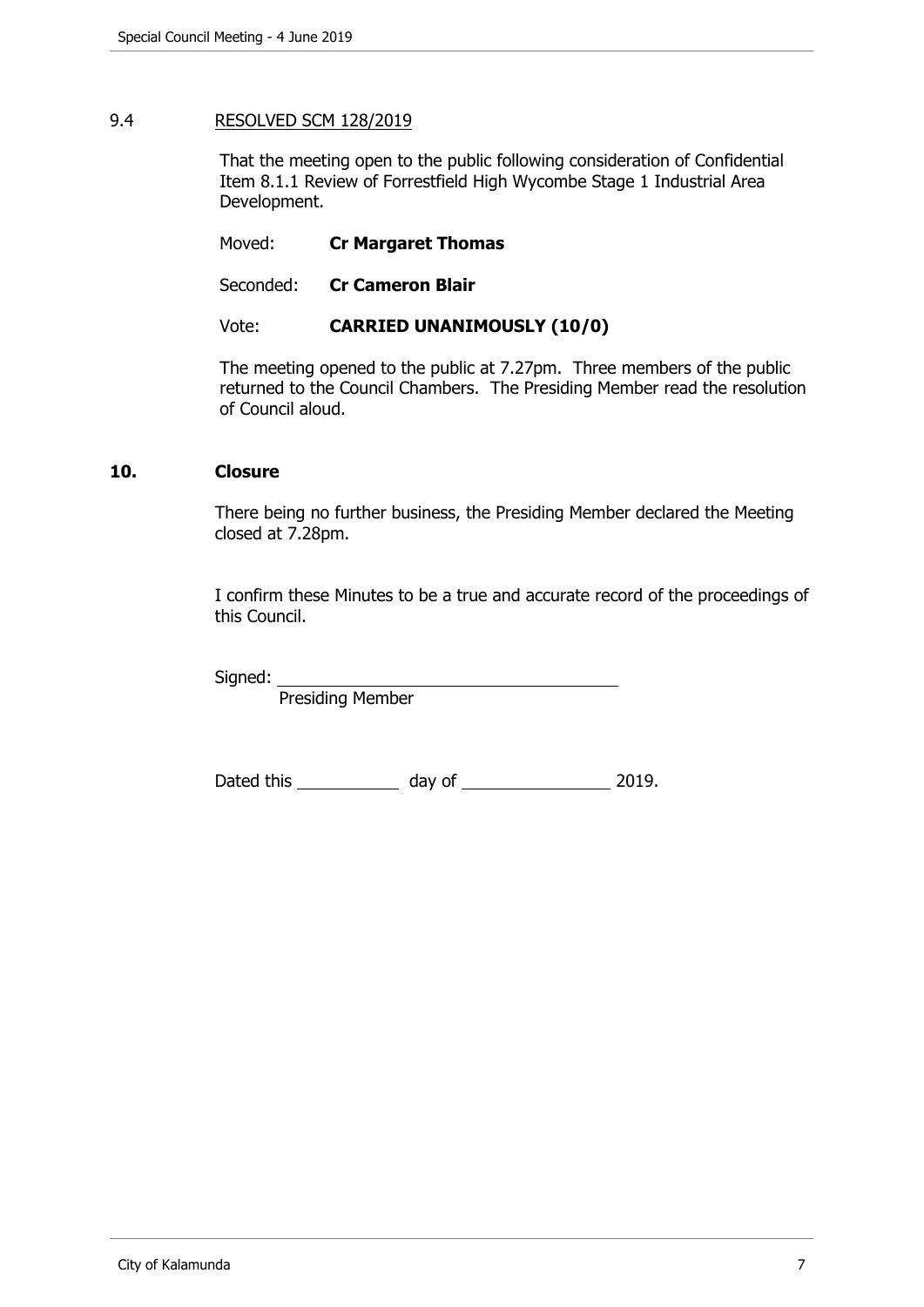9.4 RESOLVED SCM 128/2019

That the meeting open to the public following consideration of Confidential Item 8.1.1 Review of Forrestfield High Wycombe Stage 1 Industrial Area Development.

Moved: **Cr Margaret Thomas**

Seconded: **Cr Cameron Blair**

Vote: **CARRIED UNANIMOUSLY (10/0)**

The meeting opened to the public at 7.27pm. Three members of the public returned to the Council Chambers. The Presiding Member read the resolution of Council aloud.

## 10. Closure

There being no further business, the Presiding Member declared the Meeting closed at 7.28pm.

I confirm these Minutes to be a true and accurate record of the proceedings of this Council.

Signed: ______________________________
Presiding Member

Dated this __________ day of ______________ 2019.